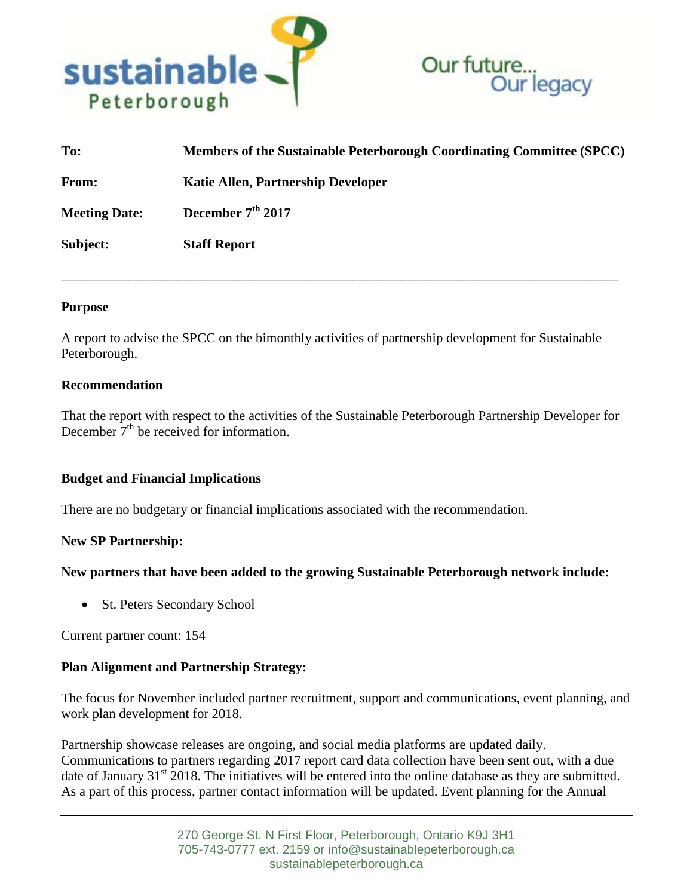sustainable Peterborough

Our future... Our legacy

| | |
|---|---|
| **To:** | **Members of the Sustainable Peterborough Coordinating Committee (SPCC)** |
| **From:** | **Katie Allen, Partnership Developer** |
| **Meeting Date:** | **December 7th 2017** |
| **Subject:** | **Staff Report** |

---

**Purpose**

A report to advise the SPCC on the bimonthly activities of partnership development for Sustainable Peterborough.

**Recommendation**

That the report with respect to the activities of the Sustainable Peterborough Partnership Developer for December 7th be received for information.

**Budget and Financial Implications**

There are no budgetary or financial implications associated with the recommendation.

**New SP Partnership:**

**New partners that have been added to the growing Sustainable Peterborough network include:**

- St. Peters Secondary School

Current partner count: 154

**Plan Alignment and Partnership Strategy:**

The focus for November included partner recruitment, support and communications, event planning, and work plan development for 2018.

Partnership showcase releases are ongoing, and social media platforms are updated daily. Communications to partners regarding 2017 report card data collection have been sent out, with a due date of January 31st 2018. The initiatives will be entered into the online database as they are submitted. As a part of this process, partner contact information will be updated. Event planning for the Annual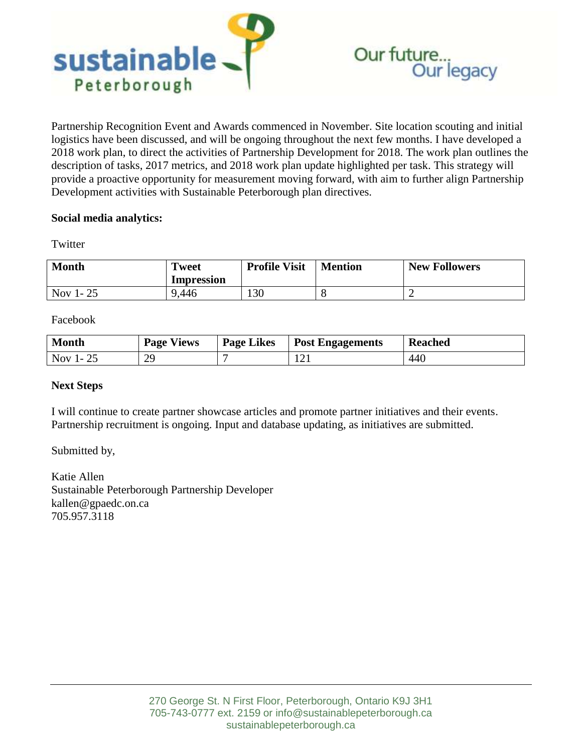Partnership Recognition Event and Awards commenced in November. Site location scouting and initial logistics have been discussed, and will be ongoing throughout the next few months. I have developed a 2018 work plan, to direct the activities of Partnership Development for 2018. The work plan outlines the description of tasks, 2017 metrics, and 2018 work plan update highlighted per task. This strategy will provide a proactive opportunity for measurement moving forward, with aim to further align Partnership Development activities with Sustainable Peterborough plan directives.

**Social media analytics:**

Twitter

| Month | Tweet Impression | Profile Visit | Mention | New Followers |
|---|---|---|---|---|
| Nov 1- 25 | 9,446 | 130 | 8 | 2 |

Facebook

| Month | Page Views | Page Likes | Post Engagements | Reached |
|---|---|---|---|---|
| Nov 1- 25 | 29 | 7 | 121 | 440 |

**Next Steps**

I will continue to create partner showcase articles and promote partner initiatives and their events. Partnership recruitment is ongoing. Input and database updating, as initiatives are submitted.

Submitted by,

Katie Allen
Sustainable Peterborough Partnership Developer
kallen@gpaedc.on.ca
705.957.3118